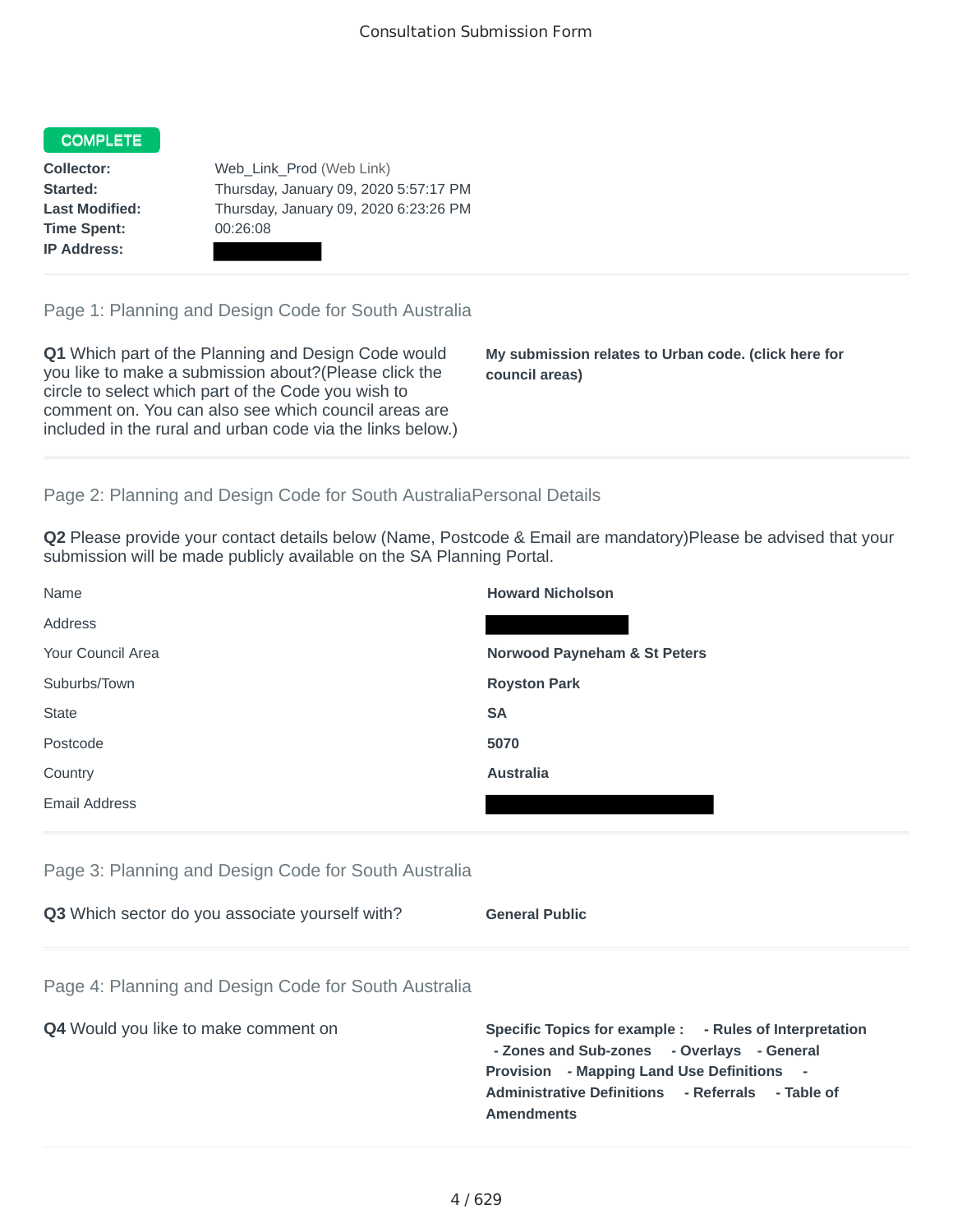Consultation Submission Form

**COMPLETE**

| | |
|---|---|
| **Collector:** | Web_Link_Prod (Web Link) |
| **Started:** | Thursday, January 09, 2020 5:57:17 PM |
| **Last Modified:** | Thursday, January 09, 2020 6:23:26 PM |
| **Time Spent:** | 00:26:08 |
| **IP Address:** | |

## Page 1: Planning and Design Code for South Australia

**Q1** Which part of the Planning and Design Code would you like to make a submission about?(Please click the circle to select which part of the Code you wish to comment on. You can also see which council areas are included in the rural and urban code via the links below.)

**My submission relates to Urban code. (click here for council areas)**

## Page 2: Planning and Design Code for South AustraliaPersonal Details

**Q2** Please provide your contact details below (Name, Postcode & Email are mandatory)Please be advised that your submission will be made publicly available on the SA Planning Portal.

| | |
|---|---|
| Name | **Howard Nicholson** |
| Address | |
| Your Council Area | **Norwood Payneham & St Peters** |
| Suburbs/Town | **Royston Park** |
| State | **SA** |
| Postcode | **5070** |
| Country | **Australia** |
| Email Address | |

## Page 3: Planning and Design Code for South Australia

**Q3** Which sector do you associate yourself with?

**General Public**

## Page 4: Planning and Design Code for South Australia

**Q4** Would you like to make comment on

**Specific Topics for example : - Rules of Interpretation - Zones and Sub-zones - Overlays - General Provision - Mapping Land Use Definitions - Administrative Definitions - Referrals - Table of Amendments**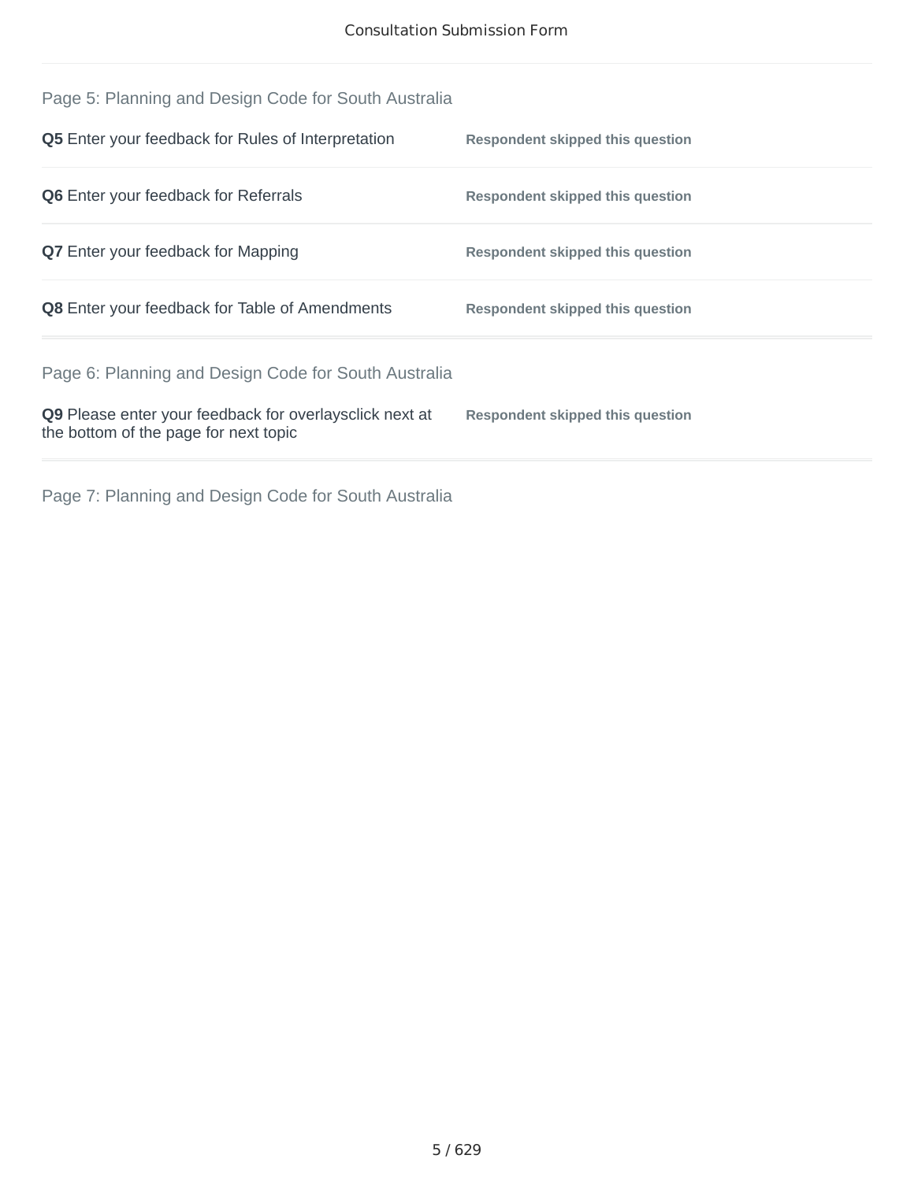## Page 5: Planning and Design Code for South Australia

| | |
|---|---|
| **Q5** Enter your feedback for Rules of Interpretation | **Respondent skipped this question** |
| **Q6** Enter your feedback for Referrals | **Respondent skipped this question** |
| **Q7** Enter your feedback for Mapping | **Respondent skipped this question** |
| **Q8** Enter your feedback for Table of Amendments | **Respondent skipped this question** |

## Page 6: Planning and Design Code for South Australia

| | |
|---|---|
| **Q9** Please enter your feedback for overlaysclick next at the bottom of the page for next topic | **Respondent skipped this question** |

## Page 7: Planning and Design Code for South Australia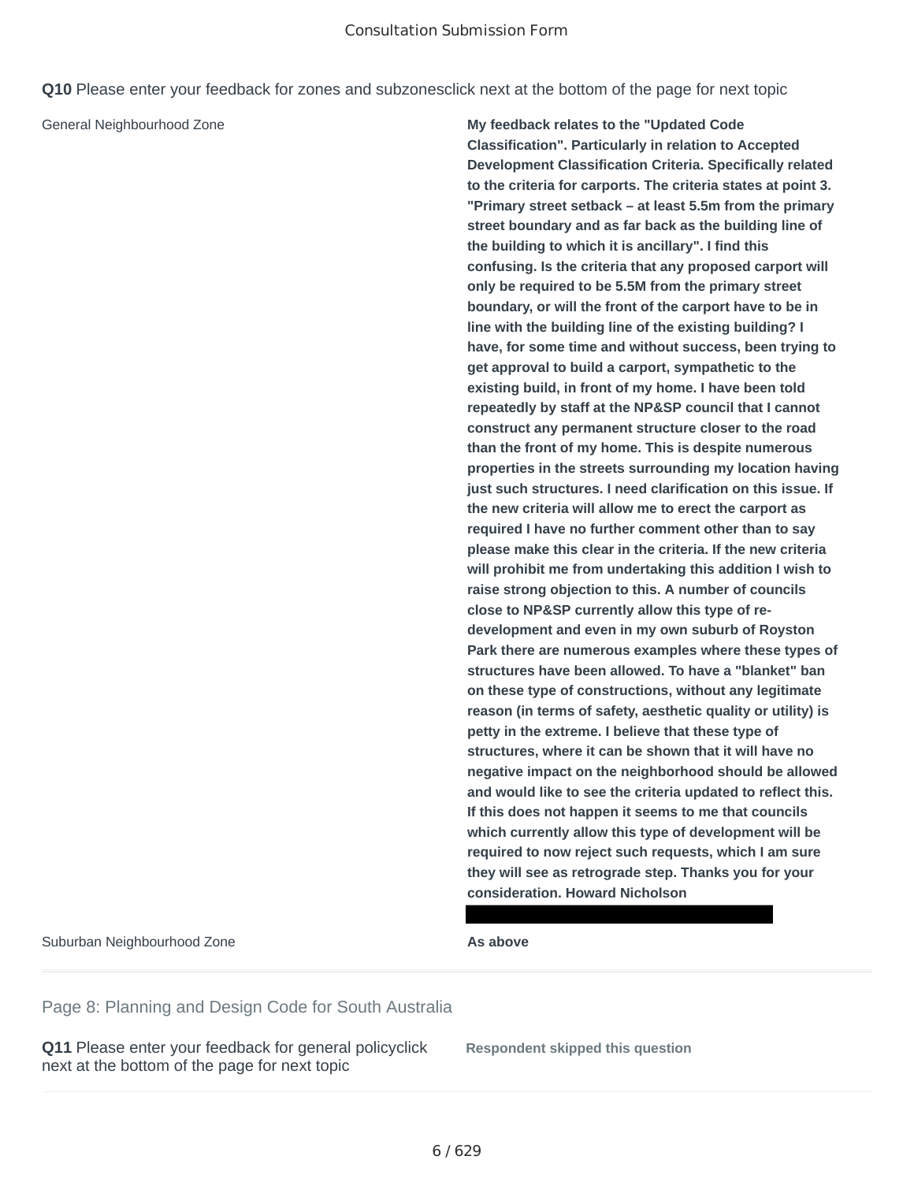**Q10** Please enter your feedback for zones and subzonesclick next at the bottom of the page for next topic

| | |
|---|---|
| General Neighbourhood Zone | **My feedback relates to the "Updated Code Classification". Particularly in relation to Accepted Development Classification Criteria. Specifically related to the criteria for carports. The criteria states at point 3. "Primary street setback – at least 5.5m from the primary street boundary and as far back as the building line of the building to which it is ancillary". I find this confusing. Is the criteria that any proposed carport will only be required to be 5.5M from the primary street boundary, or will the front of the carport have to be in line with the building line of the existing building? I have, for some time and without success, been trying to get approval to build a carport, sympathetic to the existing build, in front of my home. I have been told repeatedly by staff at the NP&SP council that I cannot construct any permanent structure closer to the road than the front of my home. This is despite numerous properties in the streets surrounding my location having just such structures. I need clarification on this issue. If the new criteria will allow me to erect the carport as required I have no further comment other than to say please make this clear in the criteria. If the new criteria will prohibit me from undertaking this addition I wish to raise strong objection to this. A number of councils close to NP&SP currently allow this type of re-development and even in my own suburb of Royston Park there are numerous examples where these types of structures have been allowed. To have a "blanket" ban on these type of constructions, without any legitimate reason (in terms of safety, aesthetic quality or utility) is petty in the extreme. I believe that these type of structures, where it can be shown that it will have no negative impact on the neighborhood should be allowed and would like to see the criteria updated to reflect this. If this does not happen it seems to me that councils which currently allow this type of development will be required to now reject such requests, which I am sure they will see as retrograde step. Thanks you for your consideration. Howard Nicholson** |
| Suburban Neighbourhood Zone | **As above** |

## Page 8: Planning and Design Code for South Australia

| | |
|---|---|
| **Q11** Please enter your feedback for general policyclick next at the bottom of the page for next topic | **Respondent skipped this question** |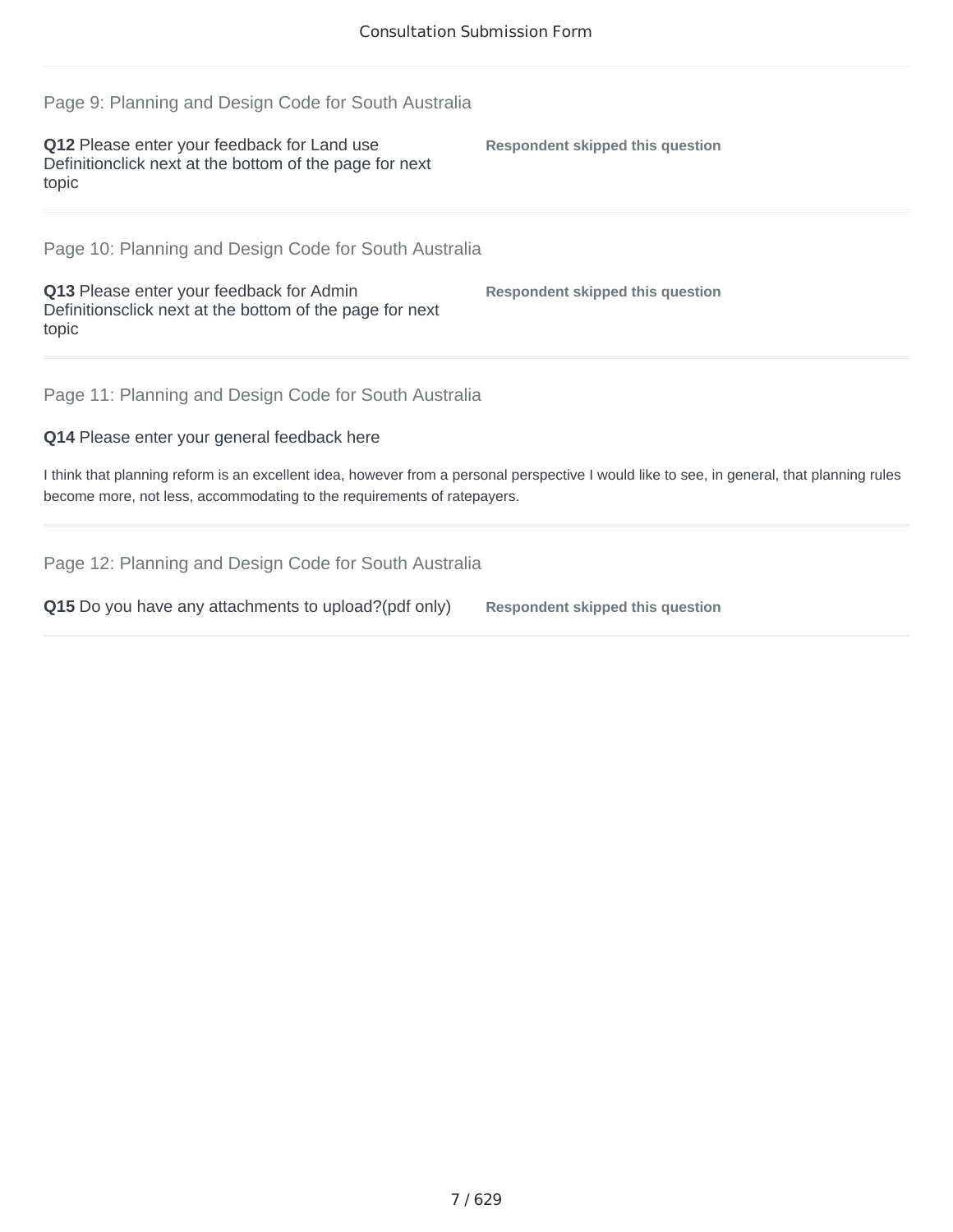## Page 9: Planning and Design Code for South Australia

**Q12** Please enter your feedback for Land use Definitionclick next at the bottom of the page for next topic

**Respondent skipped this question**

## Page 10: Planning and Design Code for South Australia

**Q13** Please enter your feedback for Admin Definitionsclick next at the bottom of the page for next topic

**Respondent skipped this question**

## Page 11: Planning and Design Code for South Australia

**Q14** Please enter your general feedback here

I think that planning reform is an excellent idea, however from a personal perspective I would like to see, in general, that planning rules become more, not less, accommodating to the requirements of ratepayers.

## Page 12: Planning and Design Code for South Australia

**Q15** Do you have any attachments to upload?(pdf only)

**Respondent skipped this question**